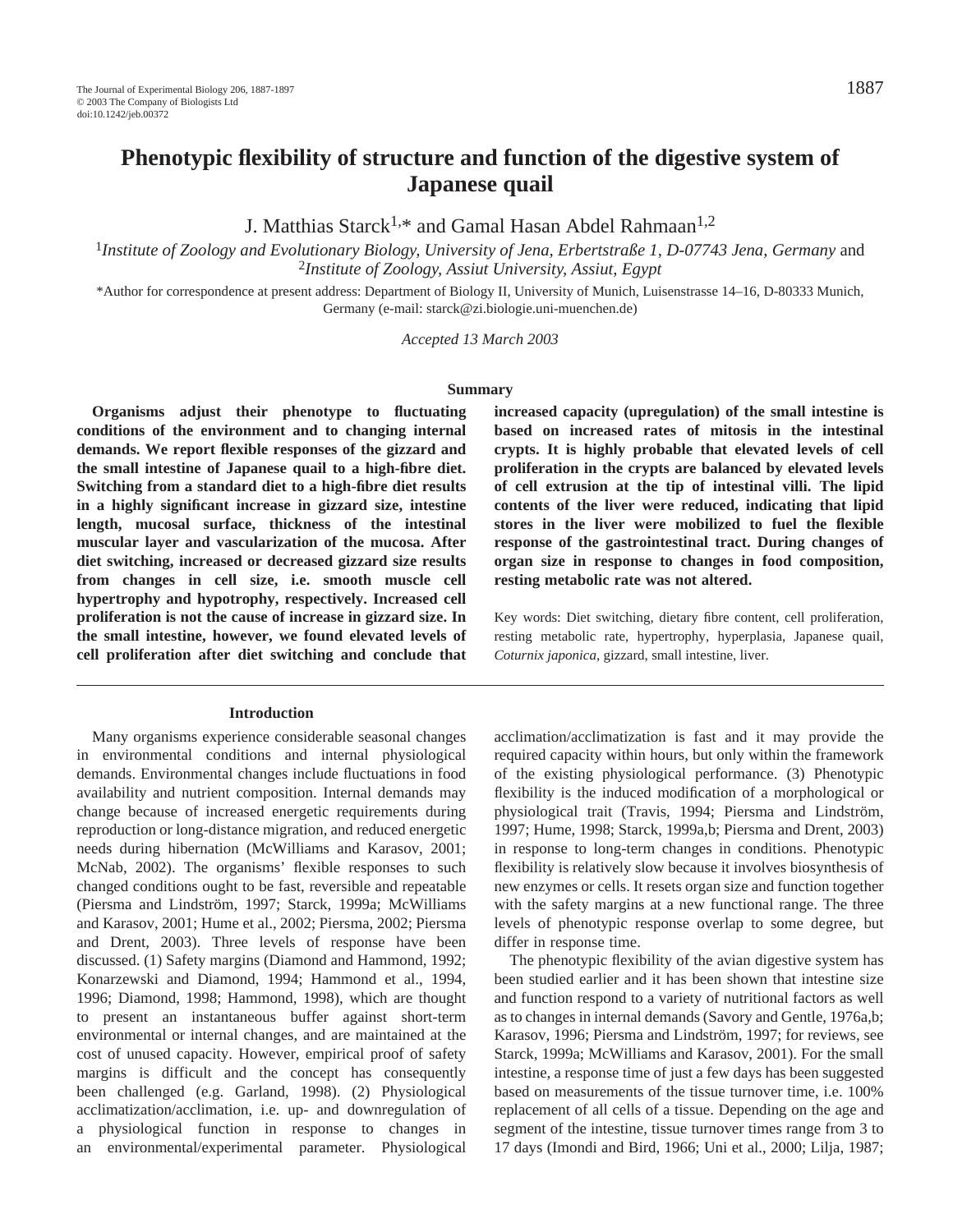# Phenotypic flexibility of structure and function of the digestive system of Japanese quail

J. Matthias Starck[1,*] and Gamal Hasan Abdel Rahmaan[1,2]

[1]*Institute of Zoology and Evolutionary Biology, University of Jena, Erbertstraße 1, D-07743 Jena, Germany* and [2]*Institute of Zoology, Assiut University, Assiut, Egypt*

*Author for correspondence at present address: Department of Biology II, University of Munich, Luisenstrasse 14–16, D-80333 Munich, Germany (e-mail: starck@zi.biologie.uni-muenchen.de)

*Accepted 13 March 2003*

## Summary

**Organisms adjust their phenotype to fluctuating conditions of the environment and to changing internal demands. We report flexible responses of the gizzard and the small intestine of Japanese quail to a high-fibre diet. Switching from a standard diet to a high-fibre diet results in a highly significant increase in gizzard size, intestine length, mucosal surface, thickness of the intestinal muscular layer and vascularization of the mucosa. After diet switching, increased or decreased gizzard size results from changes in cell size, i.e. smooth muscle cell hypertrophy and hypotrophy, respectively. Increased cell proliferation is not the cause of increase in gizzard size. In the small intestine, however, we found elevated levels of cell proliferation after diet switching and conclude that increased capacity (upregulation) of the small intestine is based on increased rates of mitosis in the intestinal crypts. It is highly probable that elevated levels of cell proliferation in the crypts are balanced by elevated levels of cell extrusion at the tip of intestinal villi. The lipid contents of the liver were reduced, indicating that lipid stores in the liver were mobilized to fuel the flexible response of the gastrointestinal tract. During changes of organ size in response to changes in food composition, resting metabolic rate was not altered.**

Key words: Diet switching, dietary fibre content, cell proliferation, resting metabolic rate, hypertrophy, hyperplasia, Japanese quail, *Coturnix japonica*, gizzard, small intestine, liver.

## Introduction

Many organisms experience considerable seasonal changes in environmental conditions and internal physiological demands. Environmental changes include fluctuations in food availability and nutrient composition. Internal demands may change because of increased energetic requirements during reproduction or long-distance migration, and reduced energetic needs during hibernation (McWilliams and Karasov, 2001; McNab, 2002). The organisms' flexible responses to such changed conditions ought to be fast, reversible and repeatable (Piersma and Lindström, 1997; Starck, 1999a; McWilliams and Karasov, 2001; Hume et al., 2002; Piersma, 2002; Piersma and Drent, 2003). Three levels of response have been discussed. (1) Safety margins (Diamond and Hammond, 1992; Konarzewski and Diamond, 1994; Hammond et al., 1994, 1996; Diamond, 1998; Hammond, 1998), which are thought to present an instantaneous buffer against short-term environmental or internal changes, and are maintained at the cost of unused capacity. However, empirical proof of safety margins is difficult and the concept has consequently been challenged (e.g. Garland, 1998). (2) Physiological acclimatization/acclimation, i.e. up- and downregulation of a physiological function in response to changes in an environmental/experimental parameter. Physiological acclimation/acclimatization is fast and it may provide the required capacity within hours, but only within the framework of the existing physiological performance. (3) Phenotypic flexibility is the induced modification of a morphological or physiological trait (Travis, 1994; Piersma and Lindström, 1997; Hume, 1998; Starck, 1999a,b; Piersma and Drent, 2003) in response to long-term changes in conditions. Phenotypic flexibility is relatively slow because it involves biosynthesis of new enzymes or cells. It resets organ size and function together with the safety margins at a new functional range. The three levels of phenotypic response overlap to some degree, but differ in response time.

The phenotypic flexibility of the avian digestive system has been studied earlier and it has been shown that intestine size and function respond to a variety of nutritional factors as well as to changes in internal demands (Savory and Gentle, 1976a,b; Karasov, 1996; Piersma and Lindström, 1997; for reviews, see Starck, 1999a; McWilliams and Karasov, 2001). For the small intestine, a response time of just a few days has been suggested based on measurements of the tissue turnover time, i.e. 100% replacement of all cells of a tissue. Depending on the age and segment of the intestine, tissue turnover times range from 3 to 17 days (Imondi and Bird, 1966; Uni et al., 2000; Lilja, 1987;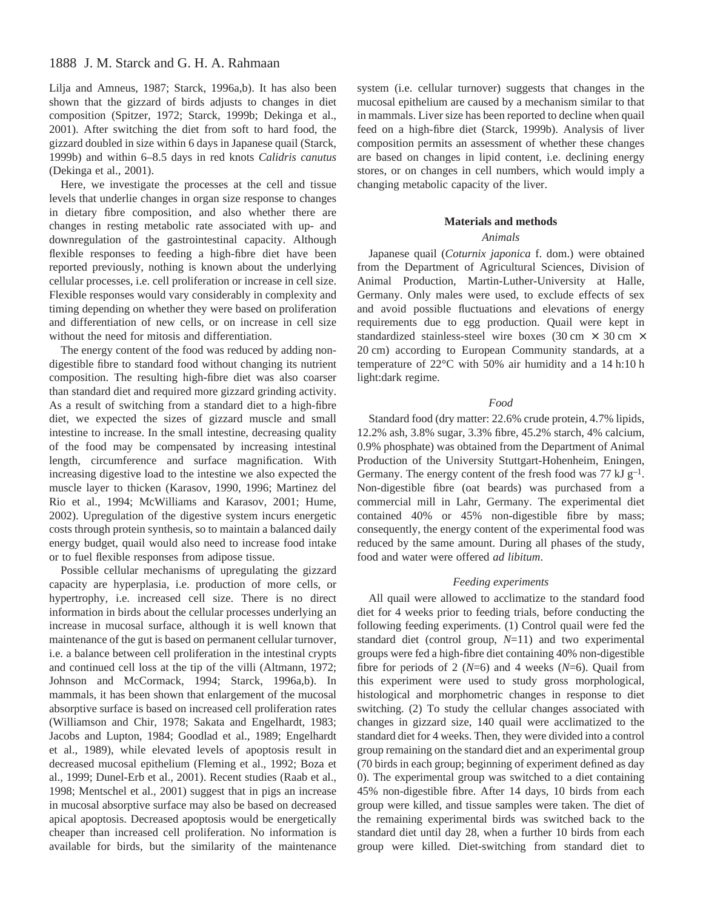Lilja and Amneus, 1987; Starck, 1996a,b). It has also been shown that the gizzard of birds adjusts to changes in diet composition (Spitzer, 1972; Starck, 1999b; Dekinga et al., 2001). After switching the diet from soft to hard food, the gizzard doubled in size within 6 days in Japanese quail (Starck, 1999b) and within 6–8.5 days in red knots *Calidris canutus* (Dekinga et al., 2001).

Here, we investigate the processes at the cell and tissue levels that underlie changes in organ size response to changes in dietary fibre composition, and also whether there are changes in resting metabolic rate associated with up- and downregulation of the gastrointestinal capacity. Although flexible responses to feeding a high-fibre diet have been reported previously, nothing is known about the underlying cellular processes, i.e. cell proliferation or increase in cell size. Flexible responses would vary considerably in complexity and timing depending on whether they were based on proliferation and differentiation of new cells, or on increase in cell size without the need for mitosis and differentiation.

The energy content of the food was reduced by adding non-digestible fibre to standard food without changing its nutrient composition. The resulting high-fibre diet was also coarser than standard diet and required more gizzard grinding activity. As a result of switching from a standard diet to a high-fibre diet, we expected the sizes of gizzard muscle and small intestine to increase. In the small intestine, decreasing quality of the food may be compensated by increasing intestinal length, circumference and surface magnification. With increasing digestive load to the intestine we also expected the muscle layer to thicken (Karasov, 1990, 1996; Martinez del Rio et al., 1994; McWilliams and Karasov, 2001; Hume, 2002). Upregulation of the digestive system incurs energetic costs through protein synthesis, so to maintain a balanced daily energy budget, quail would also need to increase food intake or to fuel flexible responses from adipose tissue.

Possible cellular mechanisms of upregulating the gizzard capacity are hyperplasia, i.e. production of more cells, or hypertrophy, i.e. increased cell size. There is no direct information in birds about the cellular processes underlying an increase in mucosal surface, although it is well known that maintenance of the gut is based on permanent cellular turnover, i.e. a balance between cell proliferation in the intestinal crypts and continued cell loss at the tip of the villi (Altmann, 1972; Johnson and McCormack, 1994; Starck, 1996a,b). In mammals, it has been shown that enlargement of the mucosal absorptive surface is based on increased cell proliferation rates (Williamson and Chir, 1978; Sakata and Engelhardt, 1983; Jacobs and Lupton, 1984; Goodlad et al., 1989; Engelhardt et al., 1989), while elevated levels of apoptosis result in decreased mucosal epithelium (Fleming et al., 1992; Boza et al., 1999; Dunel-Erb et al., 2001). Recent studies (Raab et al., 1998; Mentschel et al., 2001) suggest that in pigs an increase in mucosal absorptive surface may also be based on decreased apical apoptosis. Decreased apoptosis would be energetically cheaper than increased cell proliferation. No information is available for birds, but the similarity of the maintenance system (i.e. cellular turnover) suggests that changes in the mucosal epithelium are caused by a mechanism similar to that in mammals. Liver size has been reported to decline when quail feed on a high-fibre diet (Starck, 1999b). Analysis of liver composition permits an assessment of whether these changes are based on changes in lipid content, i.e. declining energy stores, or on changes in cell numbers, which would imply a changing metabolic capacity of the liver.

## Materials and methods

### *Animals*

Japanese quail (*Coturnix japonica* f. dom.) were obtained from the Department of Agricultural Sciences, Division of Animal Production, Martin-Luther-University at Halle, Germany. Only males were used, to exclude effects of sex and avoid possible fluctuations and elevations of energy requirements due to egg production. Quail were kept in standardized stainless-steel wire boxes (30 cm × 30 cm × 20 cm) according to European Community standards, at a temperature of 22°C with 50% air humidity and a 14 h:10 h light:dark regime.

### *Food*

Standard food (dry matter: 22.6% crude protein, 4.7% lipids, 12.2% ash, 3.8% sugar, 3.3% fibre, 45.2% starch, 4% calcium, 0.9% phosphate) was obtained from the Department of Animal Production of the University Stuttgart-Hohenheim, Eningen, Germany. The energy content of the fresh food was 77 kJ $g^{-1}$. Non-digestible fibre (oat beards) was purchased from a commercial mill in Lahr, Germany. The experimental diet contained 40% or 45% non-digestible fibre by mass; consequently, the energy content of the experimental food was reduced by the same amount. During all phases of the study, food and water were offered *ad libitum*.

### *Feeding experiments*

All quail were allowed to acclimatize to the standard food diet for 4 weeks prior to feeding trials, before conducting the following feeding experiments. (1) Control quail were fed the standard diet (control group, *N*=11) and two experimental groups were fed a high-fibre diet containing 40% non-digestible fibre for periods of 2 (*N*=6) and 4 weeks (*N*=6). Quail from this experiment were used to study gross morphological, histological and morphometric changes in response to diet switching. (2) To study the cellular changes associated with changes in gizzard size, 140 quail were acclimatized to the standard diet for 4 weeks. Then, they were divided into a control group remaining on the standard diet and an experimental group (70 birds in each group; beginning of experiment defined as day 0). The experimental group was switched to a diet containing 45% non-digestible fibre. After 14 days, 10 birds from each group were killed, and tissue samples were taken. The diet of the remaining experimental birds was switched back to the standard diet until day 28, when a further 10 birds from each group were killed. Diet-switching from standard diet to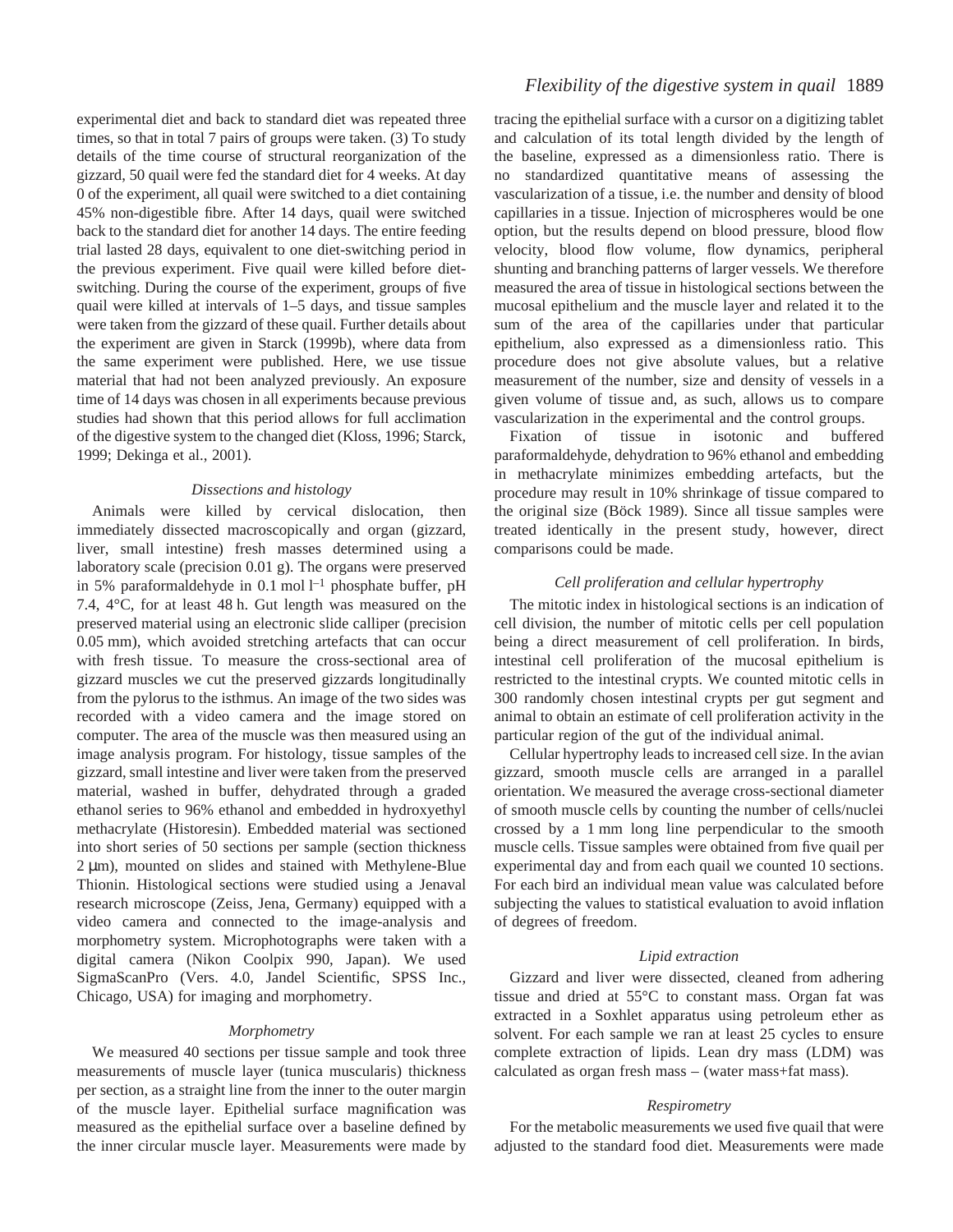experimental diet and back to standard diet was repeated three times, so that in total 7 pairs of groups were taken. (3) To study details of the time course of structural reorganization of the gizzard, 50 quail were fed the standard diet for 4 weeks. At day 0 of the experiment, all quail were switched to a diet containing 45% non-digestible fibre. After 14 days, quail were switched back to the standard diet for another 14 days. The entire feeding trial lasted 28 days, equivalent to one diet-switching period in the previous experiment. Five quail were killed before diet-switching. During the course of the experiment, groups of five quail were killed at intervals of 1–5 days, and tissue samples were taken from the gizzard of these quail. Further details about the experiment are given in Starck (1999b), where data from the same experiment were published. Here, we use tissue material that had not been analyzed previously. An exposure time of 14 days was chosen in all experiments because previous studies had shown that this period allows for full acclimation of the digestive system to the changed diet (Kloss, 1996; Starck, 1999; Dekinga et al., 2001).

### *Dissections and histology*

Animals were killed by cervical dislocation, then immediately dissected macroscopically and organ (gizzard, liver, small intestine) fresh masses determined using a laboratory scale (precision 0.01 g). The organs were preserved in 5% paraformaldehyde in 0.1 mol $l^{-1}$ phosphate buffer, pH 7.4, 4°C, for at least 48 h. Gut length was measured on the preserved material using an electronic slide calliper (precision 0.05 mm), which avoided stretching artefacts that can occur with fresh tissue. To measure the cross-sectional area of gizzard muscles we cut the preserved gizzards longitudinally from the pylorus to the isthmus. An image of the two sides was recorded with a video camera and the image stored on computer. The area of the muscle was then measured using an image analysis program. For histology, tissue samples of the gizzard, small intestine and liver were taken from the preserved material, washed in buffer, dehydrated through a graded ethanol series to 96% ethanol and embedded in hydroxyethyl methacrylate (Historesin). Embedded material was sectioned into short series of 50 sections per sample (section thickness 2 μm), mounted on slides and stained with Methylene-Blue Thionin. Histological sections were studied using a Jenaval research microscope (Zeiss, Jena, Germany) equipped with a video camera and connected to the image-analysis and morphometry system. Microphotographs were taken with a digital camera (Nikon Coolpix 990, Japan). We used SigmaScanPro (Vers. 4.0, Jandel Scientific, SPSS Inc., Chicago, USA) for imaging and morphometry.

### *Morphometry*

We measured 40 sections per tissue sample and took three measurements of muscle layer (tunica muscularis) thickness per section, as a straight line from the inner to the outer margin of the muscle layer. Epithelial surface magnification was measured as the epithelial surface over a baseline defined by the inner circular muscle layer. Measurements were made by tracing the epithelial surface with a cursor on a digitizing tablet and calculation of its total length divided by the length of the baseline, expressed as a dimensionless ratio. There is no standardized quantitative means of assessing the vascularization of a tissue, i.e. the number and density of blood capillaries in a tissue. Injection of microspheres would be one option, but the results depend on blood pressure, blood flow velocity, blood flow volume, flow dynamics, peripheral shunting and branching patterns of larger vessels. We therefore measured the area of tissue in histological sections between the mucosal epithelium and the muscle layer and related it to the sum of the area of the capillaries under that particular epithelium, also expressed as a dimensionless ratio. This procedure does not give absolute values, but a relative measurement of the number, size and density of vessels in a given volume of tissue and, as such, allows us to compare vascularization in the experimental and the control groups.

Fixation of tissue in isotonic and buffered paraformaldehyde, dehydration to 96% ethanol and embedding in methacrylate minimizes embedding artefacts, but the procedure may result in 10% shrinkage of tissue compared to the original size (Böck 1989). Since all tissue samples were treated identically in the present study, however, direct comparisons could be made.

### *Cell proliferation and cellular hypertrophy*

The mitotic index in histological sections is an indication of cell division, the number of mitotic cells per cell population being a direct measurement of cell proliferation. In birds, intestinal cell proliferation of the mucosal epithelium is restricted to the intestinal crypts. We counted mitotic cells in 300 randomly chosen intestinal crypts per gut segment and animal to obtain an estimate of cell proliferation activity in the particular region of the gut of the individual animal.

Cellular hypertrophy leads to increased cell size. In the avian gizzard, smooth muscle cells are arranged in a parallel orientation. We measured the average cross-sectional diameter of smooth muscle cells by counting the number of cells/nuclei crossed by a 1 mm long line perpendicular to the smooth muscle cells. Tissue samples were obtained from five quail per experimental day and from each quail we counted 10 sections. For each bird an individual mean value was calculated before subjecting the values to statistical evaluation to avoid inflation of degrees of freedom.

### *Lipid extraction*

Gizzard and liver were dissected, cleaned from adhering tissue and dried at 55°C to constant mass. Organ fat was extracted in a Soxhlet apparatus using petroleum ether as solvent. For each sample we ran at least 25 cycles to ensure complete extraction of lipids. Lean dry mass (LDM) was calculated as organ fresh mass – (water mass+fat mass).

### *Respirometry*

For the metabolic measurements we used five quail that were adjusted to the standard food diet. Measurements were made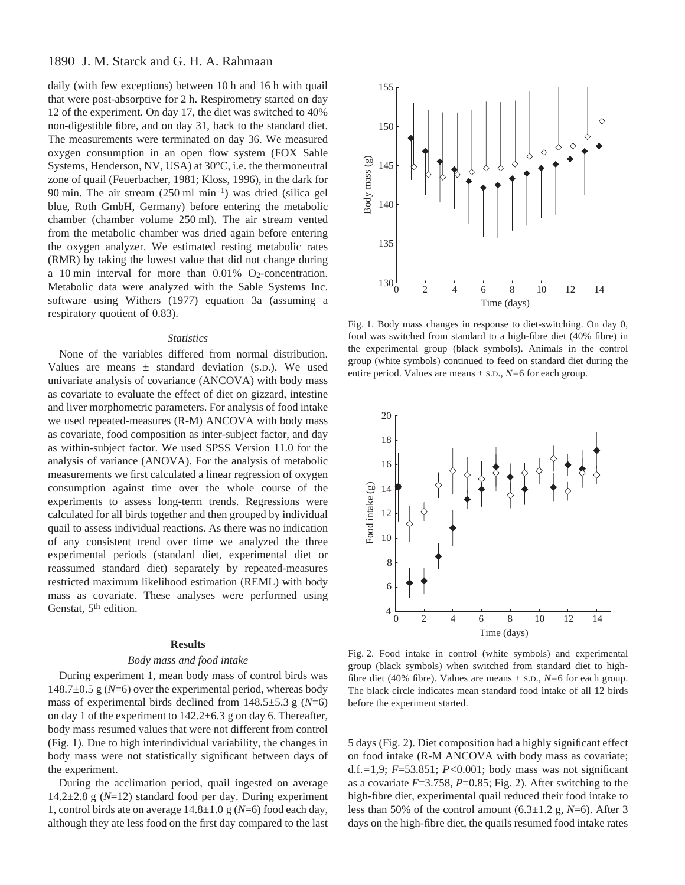daily (with few exceptions) between 10 h and 16 h with quail that were post-absorptive for 2 h. Respirometry started on day 12 of the experiment. On day 17, the diet was switched to 40% non-digestible fibre, and on day 31, back to the standard diet. The measurements were terminated on day 36. We measured oxygen consumption in an open flow system (FOX Sable Systems, Henderson, NV, USA) at 30°C, i.e. the thermoneutral zone of quail (Feuerbacher, 1981; Kloss, 1996), in the dark for 90 min. The air stream (250 ml $min^{-1}$) was dried (silica gel blue, Roth GmbH, Germany) before entering the metabolic chamber (chamber volume 250 ml). The air stream vented from the metabolic chamber was dried again before entering the oxygen analyzer. We estimated resting metabolic rates (RMR) by taking the lowest value that did not change during a 10 min interval for more than 0.01% $O_2$-concentration. Metabolic data were analyzed with the Sable Systems Inc. software using Withers (1977) equation 3a (assuming a respiratory quotient of 0.83).

### *Statistics*

None of the variables differed from normal distribution. Values are means ± standard deviation (S.D.). We used univariate analysis of covariance (ANCOVA) with body mass as covariate to evaluate the effect of diet on gizzard, intestine and liver morphometric parameters. For analysis of food intake we used repeated-measures (R-M) ANCOVA with body mass as covariate, food composition as inter-subject factor, and day as within-subject factor. We used SPSS Version 11.0 for the analysis of variance (ANOVA). For the analysis of metabolic measurements we first calculated a linear regression of oxygen consumption against time over the whole course of the experiments to assess long-term trends. Regressions were calculated for all birds together and then grouped by individual quail to assess individual reactions. As there was no indication of any consistent trend over time we analyzed the three experimental periods (standard diet, experimental diet or reassumed standard diet) separately by repeated-measures restricted maximum likelihood estimation (REML) with body mass as covariate. These analyses were performed using Genstat, 5th edition.

## Results

### *Body mass and food intake*

During experiment 1, mean body mass of control birds was 148.7±0.5 g ($N$=6) over the experimental period, whereas body mass of experimental birds declined from 148.5±5.3 g ($N$=6) on day 1 of the experiment to 142.2±6.3 g on day 6. Thereafter, body mass resumed values that were not different from control (Fig. 1). Due to high interindividual variability, the changes in body mass were not statistically significant between days of the experiment.

During the acclimation period, quail ingested on average 14.2±2.8 g ($N$=12) standard food per day. During experiment 1, control birds ate on average 14.8±1.0 g ($N$=6) food each day, although they ate less food on the first day compared to the last 5 days (Fig. 2). Diet composition had a highly significant effect on food intake (R-M ANCOVA with body mass as covariate; d.f.=1,9; $F$=53.851; $P$<0.001; body mass was not significant as a covariate $F$=3.758, $P$=0.85; Fig. 2). After switching to the high-fibre diet, experimental quail reduced their food intake to less than 50% of the control amount (6.3±1.2 g, $N$=6). After 3 days on the high-fibre diet, the quails resumed food intake rates

Fig. 1. Body mass changes in response to diet-switching. On day 0, food was switched from standard to a high-fibre diet (40% fibre) in the experimental group (black symbols). Animals in the control group (white symbols) continued to feed on standard diet during the entire period. Values are means ± S.D., $N$=6 for each group.

Fig. 2. Food intake in control (white symbols) and experimental group (black symbols) when switched from standard diet to high-fibre diet (40% fibre). Values are means ± S.D., $N$=6 for each group. The black circle indicates mean standard food intake of all 12 birds before the experiment started.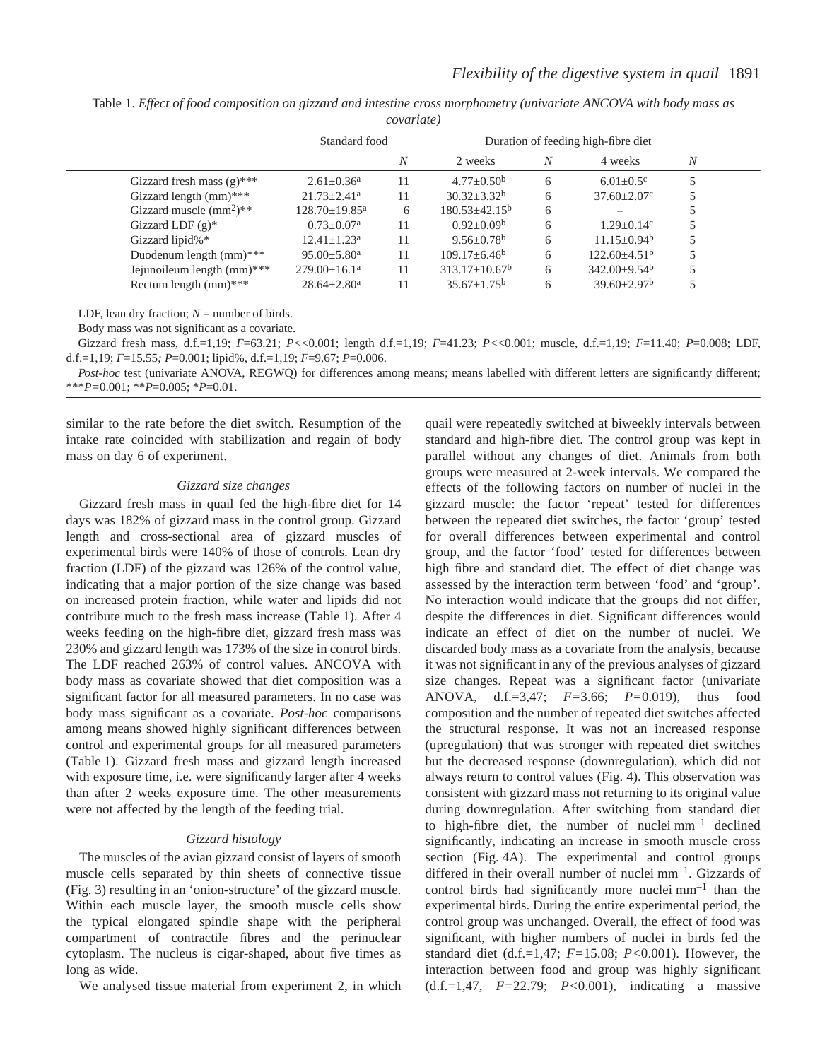Table 1. *Effect of food composition on gizzard and intestine cross morphometry (univariate ANCOVA with body mass as covariate)*

| | Standard food | | Duration of feeding high-fibre diet | | | |
|---|---|---|---|---|---|---|
| | | $N$ | 2 weeks | $N$ | 4 weeks | $N$ |
| Gizzard fresh mass (g)*** | $2.61\pm0.36^{a}$ | 11 | $4.77\pm0.50^{b}$ | 6 | $6.01\pm0.5^{c}$ | 5 |
| Gizzard length (mm)*** | $21.73\pm2.41^{a}$ | 11 | $30.32\pm3.32^{b}$ | 6 | $37.60\pm2.07^{c}$ | 5 |
| Gizzard muscle ($mm^2$)** | $128.70\pm19.85^{a}$ | 6 | $180.53\pm42.15^{b}$ | 6 | – | 5 |
| Gizzard LDF (g)* | $0.73\pm0.07^{a}$ | 11 | $0.92\pm0.09^{b}$ | 6 | $1.29\pm0.14^{c}$ | 5 |
| Gizzard lipid%* | $12.41\pm1.23^{a}$ | 11 | $9.56\pm0.78^{b}$ | 6 | $11.15\pm0.94^{b}$ | 5 |
| Duodenum length (mm)*** | $95.00\pm5.80^{a}$ | 11 | $109.17\pm6.46^{b}$ | 6 | $122.60\pm4.51^{b}$ | 5 |
| Jejunoileum length (mm)*** | $279.00\pm16.1^{a}$ | 11 | $313.17\pm10.67^{b}$ | 6 | $342.00\pm9.54^{b}$ | 5 |
| Rectum length (mm)*** | $28.64\pm2.80^{a}$ | 11 | $35.67\pm1.75^{b}$ | 6 | $39.60\pm2.97^{b}$ | 5 |

LDF, lean dry fraction; $N$ = number of birds.

Body mass was not significant as a covariate.

Gizzard fresh mass, d.f.=1,19; $F$=63.21; $P$<<0.001; length d.f.=1,19; $F$=41.23; $P$<<0.001; muscle, d.f.=1,19; $F$=11.40; $P$=0.008; LDF, d.f.=1,19; $F$=15.55; $P$=0.001; lipid%, d.f.=1,19; $F$=9.67; $P$=0.006.

*Post-hoc* test (univariate ANOVA, REGWQ) for differences among means; means labelled with different letters are significantly different; ***$P$=0.001; **$P$=0.005; *$P$=0.01.

similar to the rate before the diet switch. Resumption of the intake rate coincided with stabilization and regain of body mass on day 6 of experiment.

### *Gizzard size changes*

Gizzard fresh mass in quail fed the high-fibre diet for 14 days was 182% of gizzard mass in the control group. Gizzard length and cross-sectional area of gizzard muscles of experimental birds were 140% of those of controls. Lean dry fraction (LDF) of the gizzard was 126% of the control value, indicating that a major portion of the size change was based on increased protein fraction, while water and lipids did not contribute much to the fresh mass increase (Table 1). After 4 weeks feeding on the high-fibre diet, gizzard fresh mass was 230% and gizzard length was 173% of the size in control birds. The LDF reached 263% of control values. ANCOVA with body mass as covariate showed that diet composition was a significant factor for all measured parameters. In no case was body mass significant as a covariate. *Post-hoc* comparisons among means showed highly significant differences between control and experimental groups for all measured parameters (Table 1). Gizzard fresh mass and gizzard length increased with exposure time, i.e. were significantly larger after 4 weeks than after 2 weeks exposure time. The other measurements were not affected by the length of the feeding trial.

### *Gizzard histology*

The muscles of the avian gizzard consist of layers of smooth muscle cells separated by thin sheets of connective tissue (Fig. 3) resulting in an 'onion-structure' of the gizzard muscle. Within each muscle layer, the smooth muscle cells show the typical elongated spindle shape with the peripheral compartment of contractile fibres and the perinuclear cytoplasm. The nucleus is cigar-shaped, about five times as long as wide.

We analysed tissue material from experiment 2, in which quail were repeatedly switched at biweekly intervals between standard and high-fibre diet. The control group was kept in parallel without any changes of diet. Animals from both groups were measured at 2-week intervals. We compared the effects of the following factors on number of nuclei in the gizzard muscle: the factor 'repeat' tested for differences between the repeated diet switches, the factor 'group' tested for overall differences between experimental and control group, and the factor 'food' tested for differences between high fibre and standard diet. The effect of diet change was assessed by the interaction term between 'food' and 'group'. No interaction would indicate that the groups did not differ, despite the differences in diet. Significant differences would indicate an effect of diet on the number of nuclei. We discarded body mass as a covariate from the analysis, because it was not significant in any of the previous analyses of gizzard size changes. Repeat was a significant factor (univariate ANOVA, d.f.=3,47; $F$=3.66; $P$=0.019), thus food composition and the number of repeated diet switches affected the structural response. It was not an increased response (upregulation) that was stronger with repeated diet switches but the decreased response (downregulation), which did not always return to control values (Fig. 4). This observation was consistent with gizzard mass not returning to its original value during downregulation. After switching from standard diet to high-fibre diet, the number of nuclei $mm^{-1}$ declined significantly, indicating an increase in smooth muscle cross section (Fig. 4A). The experimental and control groups differed in their overall number of nuclei $mm^{-1}$. Gizzards of control birds had significantly more nuclei $mm^{-1}$ than the experimental birds. During the entire experimental period, the control group was unchanged. Overall, the effect of food was significant, with higher numbers of nuclei in birds fed the standard diet (d.f.=1,47; $F$=15.08; $P$<0.001). However, the interaction between food and group was highly significant (d.f.=1,47, $F$=22.79; $P$<0.001), indicating a massive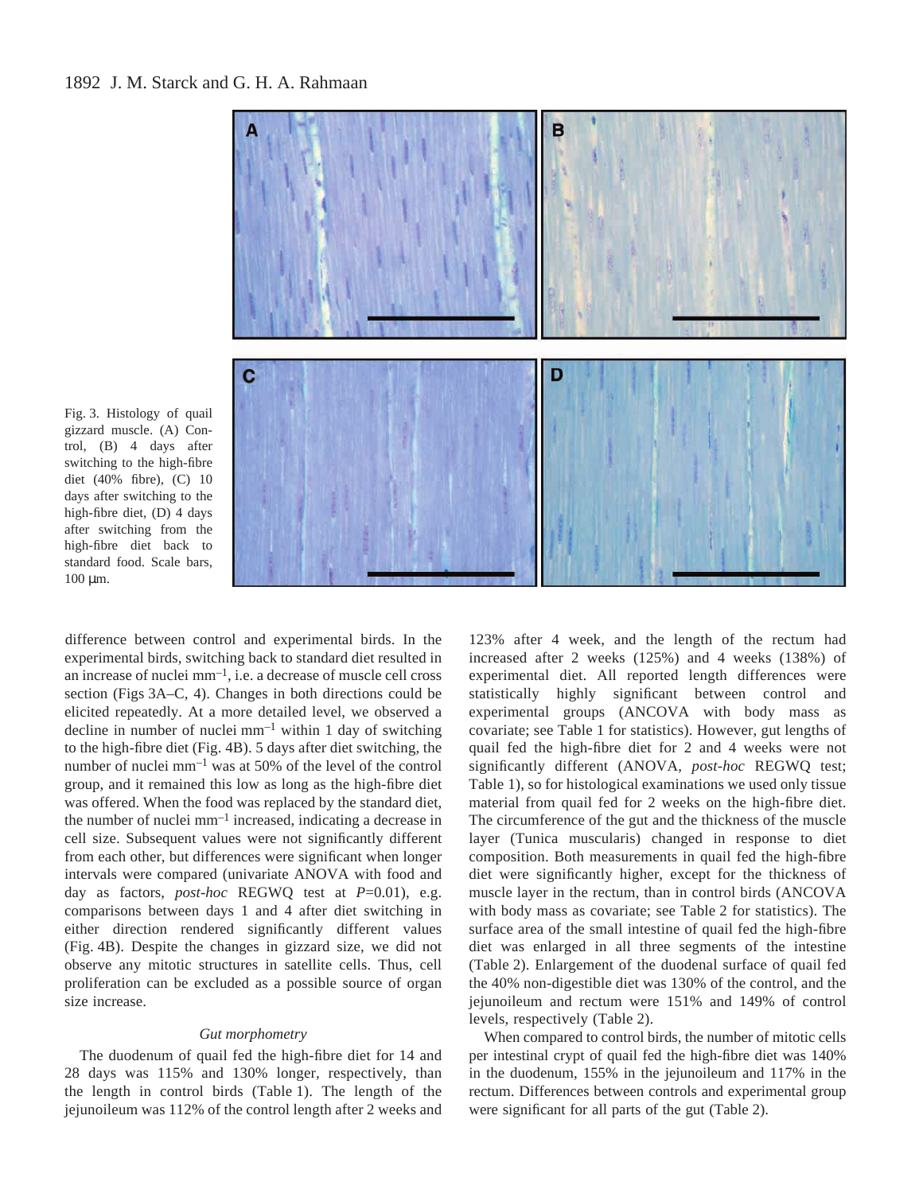Fig. 3. Histology of quail gizzard muscle. (A) Control, (B) 4 days after switching to the high-fibre diet (40% fibre), (C) 10 days after switching to the high-fibre diet, (D) 4 days after switching from the high-fibre diet back to standard food. Scale bars, 100 µm.

difference between control and experimental birds. In the experimental birds, switching back to standard diet resulted in an increase of nuclei mm$^{-1}$, i.e. a decrease of muscle cell cross section (Figs 3A–C, 4). Changes in both directions could be elicited repeatedly. At a more detailed level, we observed a decline in number of nuclei mm$^{-1}$ within 1 day of switching to the high-fibre diet (Fig. 4B). 5 days after diet switching, the number of nuclei mm$^{-1}$ was at 50% of the level of the control group, and it remained this low as long as the high-fibre diet was offered. When the food was replaced by the standard diet, the number of nuclei mm$^{-1}$ increased, indicating a decrease in cell size. Subsequent values were not significantly different from each other, but differences were significant when longer intervals were compared (univariate ANOVA with food and day as factors, *post-hoc* REGWQ test at $P$=0.01), e.g. comparisons between days 1 and 4 after diet switching in either direction rendered significantly different values (Fig. 4B). Despite the changes in gizzard size, we did not observe any mitotic structures in satellite cells. Thus, cell proliferation can be excluded as a possible source of organ size increase.

### *Gut morphometry*

The duodenum of quail fed the high-fibre diet for 14 and 28 days was 115% and 130% longer, respectively, than the length in control birds (Table 1). The length of the jejunoileum was 112% of the control length after 2 weeks and 123% after 4 week, and the length of the rectum had increased after 2 weeks (125%) and 4 weeks (138%) of experimental diet. All reported length differences were statistically highly significant between control and experimental groups (ANCOVA with body mass as covariate; see Table 1 for statistics). However, gut lengths of quail fed the high-fibre diet for 2 and 4 weeks were not significantly different (ANOVA, *post-hoc* REGWQ test; Table 1), so for histological examinations we used only tissue material from quail fed for 2 weeks on the high-fibre diet. The circumference of the gut and the thickness of the muscle layer (Tunica muscularis) changed in response to diet composition. Both measurements in quail fed the high-fibre diet were significantly higher, except for the thickness of muscle layer in the rectum, than in control birds (ANCOVA with body mass as covariate; see Table 2 for statistics). The surface area of the small intestine of quail fed the high-fibre diet was enlarged in all three segments of the intestine (Table 2). Enlargement of the duodenal surface of quail fed the 40% non-digestible diet was 130% of the control, and the jejunoileum and rectum were 151% and 149% of control levels, respectively (Table 2).

When compared to control birds, the number of mitotic cells per intestinal crypt of quail fed the high-fibre diet was 140% in the duodenum, 155% in the jejunoileum and 117% in the rectum. Differences between controls and experimental group were significant for all parts of the gut (Table 2).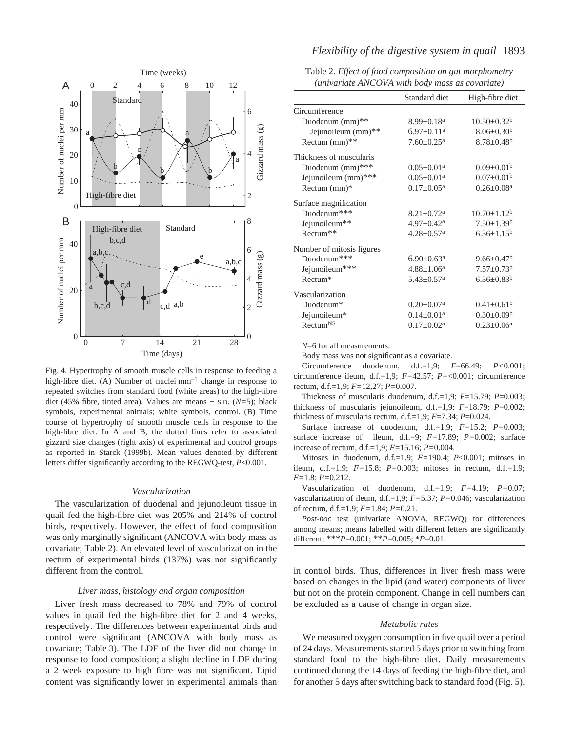Fig. 4. Hypertrophy of smooth muscle cells in response to feeding a high-fibre diet. (A) Number of nuclei $mm^{-1}$ change in response to repeated switches from standard food (white areas) to the high-fibre diet (45% fibre, tinted area). Values are means ± S.D. ($N$=5); black symbols, experimental animals; white symbols, control. (B) Time course of hypertrophy of smooth muscle cells in response to the high-fibre diet. In A and B, the dotted lines refer to associated gizzard size changes (right axis) of experimental and control groups as reported in Starck (1999b). Mean values denoted by different letters differ significantly according to the REGWQ-test, $P$<0.001.

### Vascularization

The vascularization of duodenal and jejunoileum tissue in quail fed the high-fibre diet was 205% and 214% of control birds, respectively. However, the effect of food composition was only marginally significant (ANCOVA with body mass as covariate; Table 2). An elevated level of vascularization in the rectum of experimental birds (137%) was not significantly different from the control.

### Liver mass, histology and organ composition

Liver fresh mass decreased to 78% and 79% of control values in quail fed the high-fibre diet for 2 and 4 weeks, respectively. The differences between experimental birds and control were significant (ANCOVA with body mass as covariate; Table 3). The LDF of the liver did not change in response to food composition; a slight decline in LDF during a 2 week exposure to high fibre was not significant. Lipid content was significantly lower in experimental animals than in control birds. Thus, differences in liver fresh mass were based on changes in the lipid (and water) components of liver but not on the protein component. Change in cell numbers can be excluded as a cause of change in organ size.

Table 2. *Effect of food composition on gut morphometry (univariate ANCOVA with body mass as covariate)*

| | Standard diet | High-fibre diet |
|---|---|---|
| Circumference | | |
| Duodenum (mm)** | 8.99±0.18[a] | 10.50±0.32[b] |
| Jejunoileum (mm)** | 6.97±0.11[a] | 8.06±0.30[b] |
| Rectum (mm)** | 7.60±0.25[a] | 8.78±0.48[b] |
| Thickness of muscularis | | |
| Duodenum (mm)*** | 0.05±0.01[a] | 0.09±0.01[b] |
| Jejunoileum (mm)*** | 0.05±0.01[a] | 0.07±0.01[b] |
| Rectum (mm)* | 0.17±0.05[a] | 0.26±0.08[a] |
| Surface magnification | | |
| Duodenum*** | 8.21±0.72[a] | 10.70±1.12[b] |
| Jejunoileum** | 4.97±0.42[a] | 7.50±1.39[b] |
| Rectum** | 4.28±0.57[a] | 6.36±1.15[b] |
| Number of mitosis figures | | |
| Duodenum*** | 6.90±0.63[a] | 9.66±0.47[b] |
| Jejunoileum*** | 4.88±1.06[a] | 7.57±0.73[b] |
| Rectum* | 5.43±0.57[a] | 6.36±0.83[b] |
| Vascularization | | |
| Duodenum* | 0.20±0.07[a] | 0.41±0.61[b] |
| Jejunoileum* | 0.14±0.01[a] | 0.30±0.09[b] |
| Rectum[NS] | 0.17±0.02[a] | 0.23±0.06[a] |

$N$=6 for all measurements.

Body mass was not significant as a covariate.

Circumference duodenum, d.f.=1,9; $F$=66.49; $P$<0.001; circumference ileum, d.f.=1,9; $F$=42.57; $P$=<0.001; circumference rectum, d.f.=1,9; $F$=12,27; $P$=0.007.

Thickness of muscularis duodenum, d.f.=1,9; $F$=15.79; $P$=0.003; thickness of muscularis jejunoileum, d.f.=1,9; $F$=18.79; $P$=0.002; thickness of muscularis rectum, d.f.=1,9; $F$=7.34; $P$=0.024.

Surface increase of duodenum, d.f.=1,9; $F$=15.2; $P$=0.003; surface increase of ileum, d.f.=9; $F$=17.89; $P$=0.002; surface increase of rectum, d.f.=1,9; $F$=15.16; $P$=0.004.

Mitoses in duodenum, d.f.=1.9; $F$=190.4; $P$<0.001; mitoses in ileum, d.f.=1,9; $F$=15.8; $P$=0.003; mitoses in rectum, d.f.=1.9; $F$=1.8; $P$=0.212.

Vascularization of duodenum, d.f.=1,9; $F$=4.19; $P$=0.07; vascularization of ileum, d.f.=1,9; $F$=5.37; $P$=0.046; vascularization of rectum, d.f.=1.9; $F$=1.84; $P$=0.21.

*Post-hoc* test (univariate ANOVA, REGWQ) for differences among means; means labelled with different letters are significantly different; ***$P$=0.001; **$P$=0.005; *$P$=0.01.

### Metabolic rates

We measured oxygen consumption in five quail over a period of 24 days. Measurements started 5 days prior to switching from standard food to the high-fibre diet. Daily measurements continued during the 14 days of feeding the high-fibre diet, and for another 5 days after switching back to standard food (Fig. 5).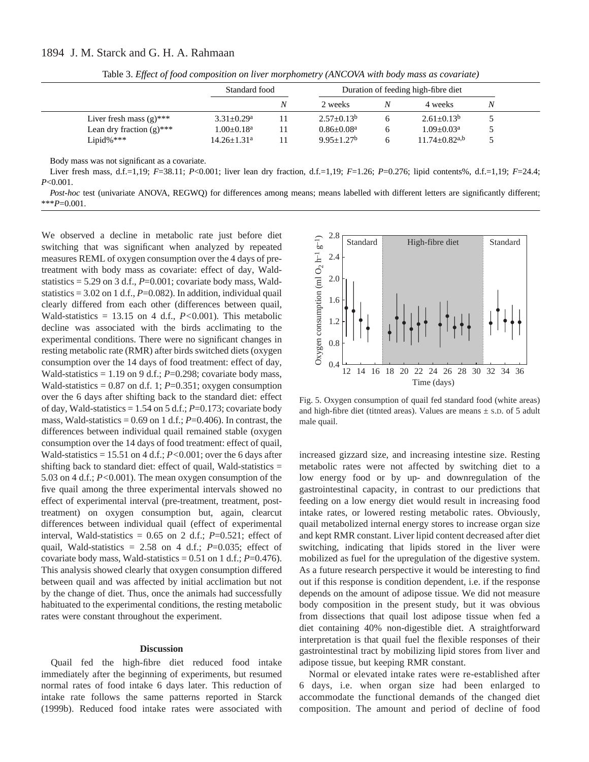Table 3. *Effect of food composition on liver morphometry (ANCOVA with body mass as covariate)*

| | Standard food | | Duration of feeding high-fibre diet | | | |
|---|---|---|---|---|---|---|
| | | *N* | 2 weeks | *N* | 4 weeks | *N* |
| Liver fresh mass (g)*** | 3.31±0.29$^{a}$ | 11 | 2.57±0.13$^{b}$ | 6 | 2.61±0.13$^{b}$ | 5 |
| Lean dry fraction (g)*** | 1.00±0.18$^{a}$ | 11 | 0.86±0.08$^{a}$ | 6 | 1.09±0.03$^{a}$ | 5 |
| Lipid%*** | 14.26±1.31$^{a}$ | 11 | 9.95±1.27$^{b}$ | 6 | 11.74±0.82$^{a,b}$ | 5 |

Body mass was not significant as a covariate.

Liver fresh mass, d.f.=1,19; *F*=38.11; *P*<0.001; liver lean dry fraction, d.f.=1,19; *F*=1.26; *P*=0.276; lipid contents%, d.f.=1,19; *F*=24.4; *P*<0.001.

*Post-hoc* test (univariate ANOVA, REGWQ) for differences among means; means labelled with different letters are significantly different; ****P*=0.001.

We observed a decline in metabolic rate just before diet switching that was significant when analyzed by repeated measures REML of oxygen consumption over the 4 days of pre-treatment with body mass as covariate: effect of day, Wald-statistics = 5.29 on 3 d.f., *P*=0.001; covariate body mass, Wald-statistics = 3.02 on 1 d.f., *P*=0.082). In addition, individual quail clearly differed from each other (differences between quail, Wald-statistics = 13.15 on 4 d.f., *P*<0.001). This metabolic decline was associated with the birds acclimating to the experimental conditions. There were no significant changes in resting metabolic rate (RMR) after birds switched diets (oxygen consumption over the 14 days of food treatment: effect of day, Wald-statistics = 1.19 on 9 d.f.; *P*=0.298; covariate body mass, Wald-statistics = 0.87 on d.f. 1; *P*=0.351; oxygen consumption over the 6 days after shifting back to the standard diet: effect of day, Wald-statistics = 1.54 on 5 d.f.; *P*=0.173; covariate body mass, Wald-statistics = 0.69 on 1 d.f.; *P*=0.406). In contrast, the differences between individual quail remained stable (oxygen consumption over the 14 days of food treatment: effect of quail, Wald-statistics = 15.51 on 4 d.f.; *P*<0.001; over the 6 days after shifting back to standard diet: effect of quail, Wald-statistics = 5.03 on 4 d.f.; *P*<0.001). The mean oxygen consumption of the five quail among the three experimental intervals showed no effect of experimental interval (pre-treatment, treatment, post-treatment) on oxygen consumption but, again, clearcut differences between individual quail (effect of experimental interval, Wald-statistics = 0.65 on 2 d.f.; *P*=0.521; effect of quail, Wald-statistics = 2.58 on 4 d.f.; *P*=0.035; effect of covariate body mass, Wald-statistics = 0.51 on 1 d.f.; *P*=0.476). This analysis showed clearly that oxygen consumption differed between quail and was affected by initial acclimation but not by the change of diet. Thus, once the animals had successfully habituated to the experimental conditions, the resting metabolic rates were constant throughout the experiment.

Fig. 5. Oxygen consumption of quail fed standard food (white areas) and high-fibre diet (titnted areas). Values are means ± S.D. of 5 adult male quail.

## Discussion

Quail fed the high-fibre diet reduced food intake immediately after the beginning of experiments, but resumed normal rates of food intake 6 days later. This reduction of intake rate follows the same patterns reported in Starck (1999b). Reduced food intake rates were associated with increased gizzard size, and increasing intestine size. Resting metabolic rates were not affected by switching diet to a low energy food or by up- and downregulation of the gastrointestinal capacity, in contrast to our predictions that feeding on a low energy diet would result in increasing food intake rates, or lowered resting metabolic rates. Obviously, quail metabolized internal energy stores to increase organ size and kept RMR constant. Liver lipid content decreased after diet switching, indicating that lipids stored in the liver were mobilized as fuel for the upregulation of the digestive system. As a future research perspective it would be interesting to find out if this response is condition dependent, i.e. if the response depends on the amount of adipose tissue. We did not measure body composition in the present study, but it was obvious from dissections that quail lost adipose tissue when fed a diet containing 40% non-digestible diet. A straightforward interpretation is that quail fuel the flexible responses of their gastrointestinal tract by mobilizing lipid stores from liver and adipose tissue, but keeping RMR constant.

Normal or elevated intake rates were re-established after 6 days, i.e. when organ size had been enlarged to accommodate the functional demands of the changed diet composition. The amount and period of decline of food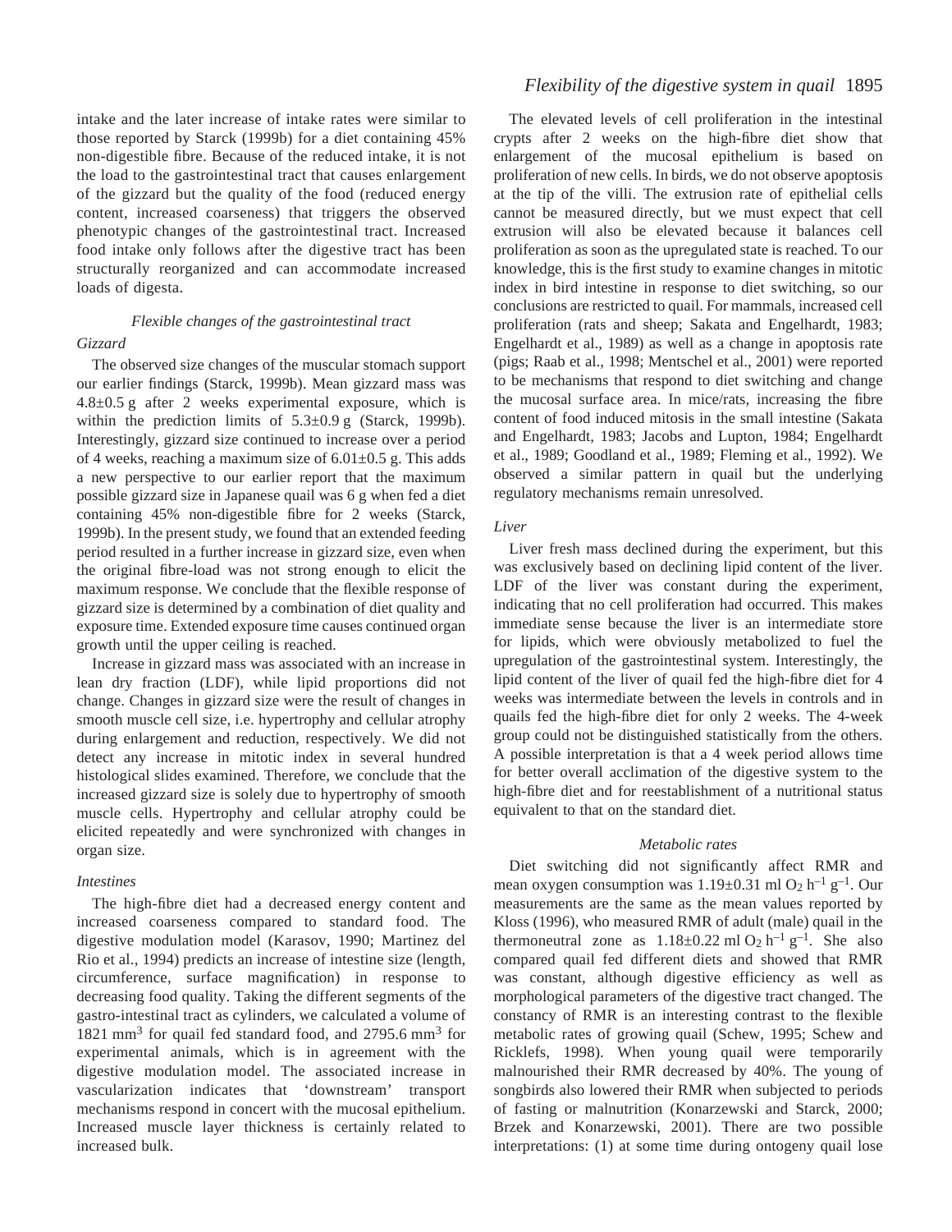intake and the later increase of intake rates were similar to those reported by Starck (1999b) for a diet containing 45% non-digestible fibre. Because of the reduced intake, it is not the load to the gastrointestinal tract that causes enlargement of the gizzard but the quality of the food (reduced energy content, increased coarseness) that triggers the observed phenotypic changes of the gastrointestinal tract. Increased food intake only follows after the digestive tract has been structurally reorganized and can accommodate increased loads of digesta.

### *Flexible changes of the gastrointestinal tract*

#### *Gizzard*

The observed size changes of the muscular stomach support our earlier findings (Starck, 1999b). Mean gizzard mass was 4.8±0.5 g after 2 weeks experimental exposure, which is within the prediction limits of 5.3±0.9 g (Starck, 1999b). Interestingly, gizzard size continued to increase over a period of 4 weeks, reaching a maximum size of 6.01±0.5 g. This adds a new perspective to our earlier report that the maximum possible gizzard size in Japanese quail was 6 g when fed a diet containing 45% non-digestible fibre for 2 weeks (Starck, 1999b). In the present study, we found that an extended feeding period resulted in a further increase in gizzard size, even when the original fibre-load was not strong enough to elicit the maximum response. We conclude that the flexible response of gizzard size is determined by a combination of diet quality and exposure time. Extended exposure time causes continued organ growth until the upper ceiling is reached.

Increase in gizzard mass was associated with an increase in lean dry fraction (LDF), while lipid proportions did not change. Changes in gizzard size were the result of changes in smooth muscle cell size, i.e. hypertrophy and cellular atrophy during enlargement and reduction, respectively. We did not detect any increase in mitotic index in several hundred histological slides examined. Therefore, we conclude that the increased gizzard size is solely due to hypertrophy of smooth muscle cells. Hypertrophy and cellular atrophy could be elicited repeatedly and were synchronized with changes in organ size.

#### *Intestines*

The high-fibre diet had a decreased energy content and increased coarseness compared to standard food. The digestive modulation model (Karasov, 1990; Martinez del Rio et al., 1994) predicts an increase of intestine size (length, circumference, surface magnification) in response to decreasing food quality. Taking the different segments of the gastro-intestinal tract as cylinders, we calculated a volume of 1821 $mm^3$ for quail fed standard food, and 2795.6 $mm^3$ for experimental animals, which is in agreement with the digestive modulation model. The associated increase in vascularization indicates that 'downstream' transport mechanisms respond in concert with the mucosal epithelium. Increased muscle layer thickness is certainly related to increased bulk.

The elevated levels of cell proliferation in the intestinal crypts after 2 weeks on the high-fibre diet show that enlargement of the mucosal epithelium is based on proliferation of new cells. In birds, we do not observe apoptosis at the tip of the villi. The extrusion rate of epithelial cells cannot be measured directly, but we must expect that cell extrusion will also be elevated because it balances cell proliferation as soon as the upregulated state is reached. To our knowledge, this is the first study to examine changes in mitotic index in bird intestine in response to diet switching, so our conclusions are restricted to quail. For mammals, increased cell proliferation (rats and sheep; Sakata and Engelhardt, 1983; Engelhardt et al., 1989) as well as a change in apoptosis rate (pigs; Raab et al., 1998; Mentschel et al., 2001) were reported to be mechanisms that respond to diet switching and change the mucosal surface area. In mice/rats, increasing the fibre content of food induced mitosis in the small intestine (Sakata and Engelhardt, 1983; Jacobs and Lupton, 1984; Engelhardt et al., 1989; Goodland et al., 1989; Fleming et al., 1992). We observed a similar pattern in quail but the underlying regulatory mechanisms remain unresolved.

#### *Liver*

Liver fresh mass declined during the experiment, but this was exclusively based on declining lipid content of the liver. LDF of the liver was constant during the experiment, indicating that no cell proliferation had occurred. This makes immediate sense because the liver is an intermediate store for lipids, which were obviously metabolized to fuel the upregulation of the gastrointestinal system. Interestingly, the lipid content of the liver of quail fed the high-fibre diet for 4 weeks was intermediate between the levels in controls and in quails fed the high-fibre diet for only 2 weeks. The 4-week group could not be distinguished statistically from the others. A possible interpretation is that a 4 week period allows time for better overall acclimation of the digestive system to the high-fibre diet and for reestablishment of a nutritional status equivalent to that on the standard diet.

### *Metabolic rates*

Diet switching did not significantly affect RMR and mean oxygen consumption was 1.19±0.31 ml $O_2$ $h^{-1}$ $g^{-1}$. Our measurements are the same as the mean values reported by Kloss (1996), who measured RMR of adult (male) quail in the thermoneutral zone as 1.18±0.22 ml $O_2$ $h^{-1}$ $g^{-1}$. She also compared quail fed different diets and showed that RMR was constant, although digestive efficiency as well as morphological parameters of the digestive tract changed. The constancy of RMR is an interesting contrast to the flexible metabolic rates of growing quail (Schew, 1995; Schew and Ricklefs, 1998). When young quail were temporarily malnourished their RMR decreased by 40%. The young of songbirds also lowered their RMR when subjected to periods of fasting or malnutrition (Konarzewski and Starck, 2000; Brzek and Konarzewski, 2001). There are two possible interpretations: (1) at some time during ontogeny quail lose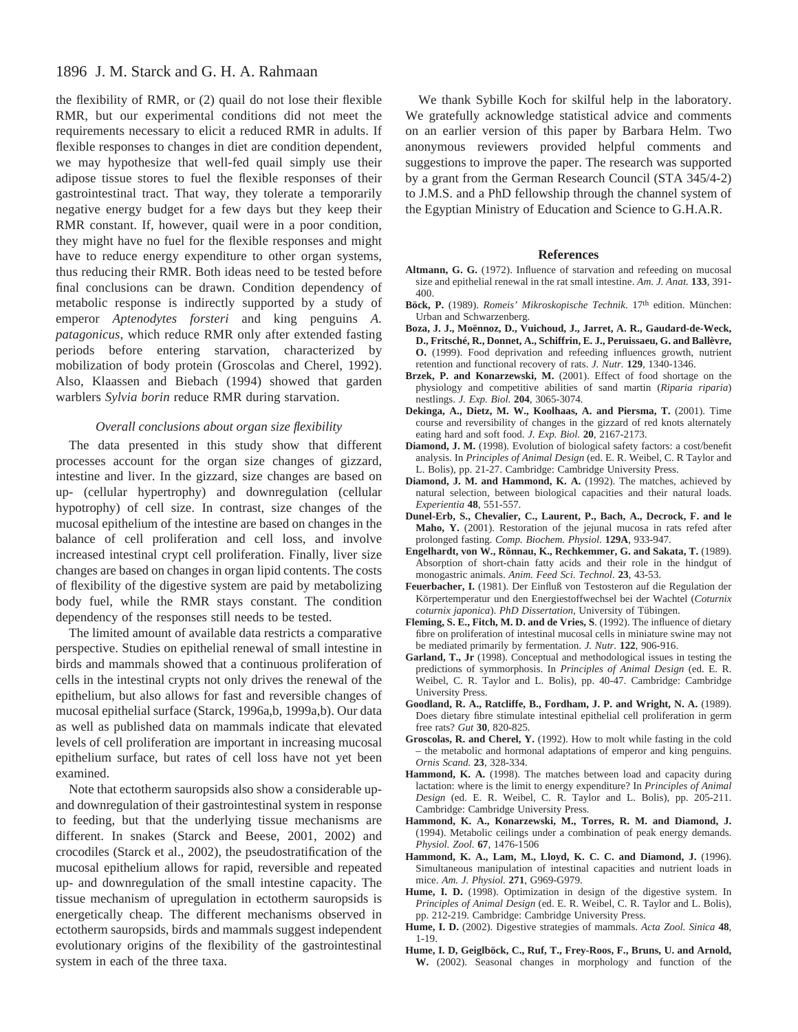the flexibility of RMR, or (2) quail do not lose their flexible RMR, but our experimental conditions did not meet the requirements necessary to elicit a reduced RMR in adults. If flexible responses to changes in diet are condition dependent, we may hypothesize that well-fed quail simply use their adipose tissue stores to fuel the flexible responses of their gastrointestinal tract. That way, they tolerate a temporarily negative energy budget for a few days but they keep their RMR constant. If, however, quail were in a poor condition, they might have no fuel for the flexible responses and might have to reduce energy expenditure to other organ systems, thus reducing their RMR. Both ideas need to be tested before final conclusions can be drawn. Condition dependency of metabolic response is indirectly supported by a study of emperor *Aptenodytes forsteri* and king penguins *A. patagonicus*, which reduce RMR only after extended fasting periods before entering starvation, characterized by mobilization of body protein (Groscolas and Cherel, 1992). Also, Klaassen and Biebach (1994) showed that garden warblers *Sylvia borin* reduce RMR during starvation.

### *Overall conclusions about organ size flexibility*

The data presented in this study show that different processes account for the organ size changes of gizzard, intestine and liver. In the gizzard, size changes are based on up- (cellular hypertrophy) and downregulation (cellular hypotrophy) of cell size. In contrast, size changes of the mucosal epithelium of the intestine are based on changes in the balance of cell proliferation and cell loss, and involve increased intestinal crypt cell proliferation. Finally, liver size changes are based on changes in organ lipid contents. The costs of flexibility of the digestive system are paid by metabolizing body fuel, while the RMR stays constant. The condition dependency of the responses still needs to be tested.

The limited amount of available data restricts a comparative perspective. Studies on epithelial renewal of small intestine in birds and mammals showed that a continuous proliferation of cells in the intestinal crypts not only drives the renewal of the epithelium, but also allows for fast and reversible changes of mucosal epithelial surface (Starck, 1996a,b, 1999a,b). Our data as well as published data on mammals indicate that elevated levels of cell proliferation are important in increasing mucosal epithelium surface, but rates of cell loss have not yet been examined.

Note that ectotherm sauropsids also show a considerable up- and downregulation of their gastrointestinal system in response to feeding, but that the underlying tissue mechanisms are different. In snakes (Starck and Beese, 2001, 2002) and crocodiles (Starck et al., 2002), the pseudostratification of the mucosal epithelium allows for rapid, reversible and repeated up- and downregulation of the small intestine capacity. The tissue mechanism of upregulation in ectotherm sauropsids is energetically cheap. The different mechanisms observed in ectotherm sauropsids, birds and mammals suggest independent evolutionary origins of the flexibility of the gastrointestinal system in each of the three taxa.

We thank Sybille Koch for skilful help in the laboratory. We gratefully acknowledge statistical advice and comments on an earlier version of this paper by Barbara Helm. Two anonymous reviewers provided helpful comments and suggestions to improve the paper. The research was supported by a grant from the German Research Council (STA 345/4-2) to J.M.S. and a PhD fellowship through the channel system of the Egyptian Ministry of Education and Science to G.H.A.R.

## References

**Altmann, G. G.** (1972). Influence of starvation and refeeding on mucosal size and epithelial renewal in the rat small intestine. *Am. J. Anat.* **133**, 391-400.

**Böck, P.** (1989). *Romeis' Mikroskopische Technik*. 17th edition. München: Urban and Schwarzenberg.

**Boza, J. J., Moënnoz, D., Vuichoud, J., Jarret, A. R., Gaudard-de-Weck, D., Fritsché, R., Donnet, A., Schiffrin, E. J., Peruissaeu, G. and Ballèvre, O.** (1999). Food deprivation and refeeding influences growth, nutrient retention and functional recovery of rats. *J. Nutr.* **129**, 1340-1346.

**Brzek, P. and Konarzewski, M.** (2001). Effect of food shortage on the physiology and competitive abilities of sand martin (*Riparia riparia*) nestlings. *J. Exp. Biol.* **204**, 3065-3074.

**Dekinga, A., Dietz, M. W., Koolhaas, A. and Piersma, T.** (2001). Time course and reversibility of changes in the gizzard of red knots alternately eating hard and soft food. *J. Exp. Biol.* **20**, 2167-2173.

**Diamond, J. M.** (1998). Evolution of biological safety factors: a cost/benefit analysis. In *Principles of Animal Design* (ed. E. R. Weibel, C. R Taylor and L. Bolis), pp. 21-27. Cambridge: Cambridge University Press.

**Diamond, J. M. and Hammond, K. A.** (1992). The matches, achieved by natural selection, between biological capacities and their natural loads. *Experientia* **48**, 551-557.

**Dunel-Erb, S., Chevalier, C., Laurent, P., Bach, A., Decrock, F. and le Maho, Y.** (2001). Restoration of the jejunal mucosa in rats refed after prolonged fasting. *Comp. Biochem. Physiol.* **129A**, 933-947.

**Engelhardt, von W., Rönnau, K., Rechkemmer, G. and Sakata, T.** (1989). Absorption of short-chain fatty acids and their role in the hindgut of monogastric animals. *Anim. Feed Sci. Technol*. **23**, 43-53.

**Feuerbacher, I.** (1981). Der Einfluß von Testosteron auf die Regulation der Körpertemperatur und den Energiestoffwechsel bei der Wachtel (*Coturnix coturnix japonica*). *PhD Dissertation*, University of Tübingen.

**Fleming, S. E., Fitch, M. D. and de Vries, S**. (1992). The influence of dietary fibre on proliferation of intestinal mucosal cells in miniature swine may not be mediated primarily by fermentation. *J. Nutr.* **122**, 906-916.

**Garland, T., Jr** (1998). Conceptual and methodological issues in testing the predictions of symmorphosis. In *Principles of Animal Design* (ed. E. R. Weibel, C. R. Taylor and L. Bolis), pp. 40-47. Cambridge: Cambridge University Press.

**Goodland, R. A., Ratcliffe, B., Fordham, J. P. and Wright, N. A.** (1989). Does dietary fibre stimulate intestinal epithelial cell proliferation in germ free rats? *Gut* **30**, 820-825.

**Groscolas, R. and Cherel, Y.** (1992). How to molt while fasting in the cold – the metabolic and hormonal adaptations of emperor and king penguins. *Ornis Scand.* **23**, 328-334.

**Hammond, K. A.** (1998). The matches between load and capacity during lactation: where is the limit to energy expenditure? In *Principles of Animal Design* (ed. E. R. Weibel, C. R. Taylor and L. Bolis), pp. 205-211. Cambridge: Cambridge University Press.

**Hammond, K. A., Konarzewski, M., Torres, R. M. and Diamond, J.** (1994). Metabolic ceilings under a combination of peak energy demands. *Physiol. Zool.* **67**, 1476-1506

**Hammond, K. A., Lam, M., Lloyd, K. C. C. and Diamond, J.** (1996). Simultaneous manipulation of intestinal capacities and nutrient loads in mice. *Am. J. Physiol.* **271**, G969-G979.

**Hume, I. D.** (1998). Optimization in design of the digestive system. In *Principles of Animal Design* (ed. E. R. Weibel, C. R. Taylor and L. Bolis), pp. 212-219. Cambridge: Cambridge University Press.

**Hume, I. D.** (2002). Digestive strategies of mammals. *Acta Zool. Sinica* **48**, 1-19.

**Hume, I. D, Geiglböck, C., Ruf, T., Frey-Roos, F., Bruns, U. and Arnold, W.** (2002). Seasonal changes in morphology and function of the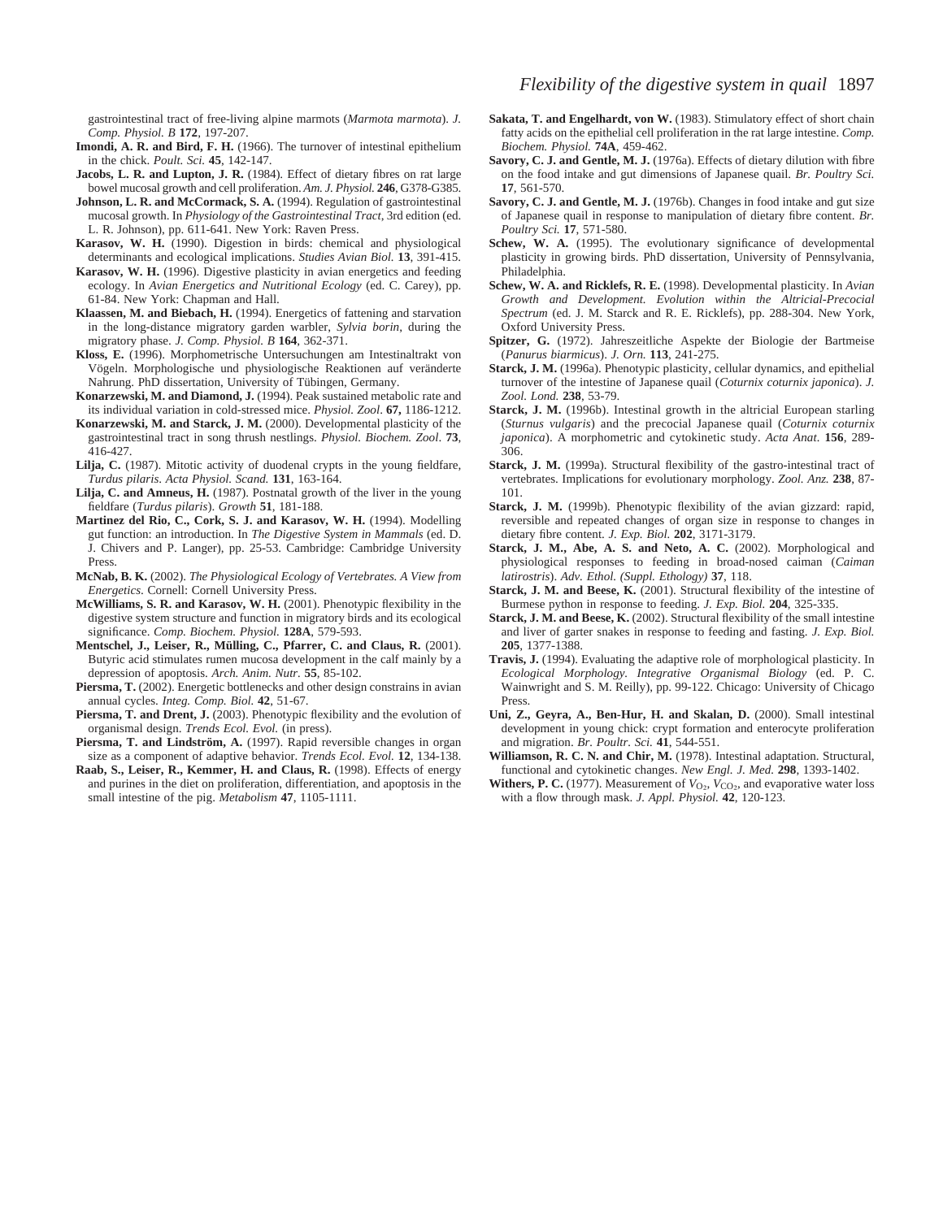gastrointestinal tract of free-living alpine marmots (*Marmota marmota*). *J. Comp. Physiol. B* **172**, 197-207.

**Imondi, A. R. and Bird, F. H.** (1966). The turnover of intestinal epithelium in the chick. *Poult. Sci.* **45**, 142-147.

**Jacobs, L. R. and Lupton, J. R.** (1984). Effect of dietary fibres on rat large bowel mucosal growth and cell proliferation. *Am. J. Physiol.* **246**, G378-G385.

**Johnson, L. R. and McCormack, S. A.** (1994). Regulation of gastrointestinal mucosal growth. In *Physiology of the Gastrointestinal Tract*, 3rd edition (ed. L. R. Johnson), pp. 611-641. New York: Raven Press.

**Karasov, W. H.** (1990). Digestion in birds: chemical and physiological determinants and ecological implications. *Studies Avian Biol.* **13**, 391-415.

**Karasov, W. H.** (1996). Digestive plasticity in avian energetics and feeding ecology. In *Avian Energetics and Nutritional Ecology* (ed. C. Carey), pp. 61-84. New York: Chapman and Hall.

**Klaassen, M. and Biebach, H.** (1994). Energetics of fattening and starvation in the long-distance migratory garden warbler, *Sylvia borin*, during the migratory phase. *J. Comp. Physiol. B* **164**, 362-371.

**Kloss, E.** (1996). Morphometrische Untersuchungen am Intestinaltrakt von Vögeln. Morphologische und physiologische Reaktionen auf veränderte Nahrung. PhD dissertation, University of Tübingen, Germany.

**Konarzewski, M. and Diamond, J.** (1994). Peak sustained metabolic rate and its individual variation in cold-stressed mice. *Physiol. Zool*. **67,** 1186-1212.

**Konarzewski, M. and Starck, J. M.** (2000). Developmental plasticity of the gastrointestinal tract in song thrush nestlings. *Physiol. Biochem. Zool*. **73**, 416-427.

**Lilja, C.** (1987). Mitotic activity of duodenal crypts in the young fieldfare, *Turdus pilaris. Acta Physiol. Scand.* **131**, 163-164.

**Lilja, C. and Amneus, H.** (1987). Postnatal growth of the liver in the young fieldfare (*Turdus pilaris*). *Growth* **51**, 181-188.

**Martinez del Rio, C., Cork, S. J. and Karasov, W. H.** (1994). Modelling gut function: an introduction. In *The Digestive System in Mammals* (ed. D. J. Chivers and P. Langer), pp. 25-53. Cambridge: Cambridge University Press.

**McNab, B. K.** (2002). *The Physiological Ecology of Vertebrates. A View from Energetics*. Cornell: Cornell University Press.

**McWilliams, S. R. and Karasov, W. H.** (2001). Phenotypic flexibility in the digestive system structure and function in migratory birds and its ecological significance. *Comp. Biochem. Physiol.* **128A**, 579-593.

**Mentschel, J., Leiser, R., Mülling, C., Pfarrer, C. and Claus, R.** (2001). Butyric acid stimulates rumen mucosa development in the calf mainly by a depression of apoptosis. *Arch. Anim. Nutr.* **55**, 85-102.

**Piersma, T.** (2002). Energetic bottlenecks and other design constrains in avian annual cycles. *Integ. Comp. Biol.* **42**, 51-67.

**Piersma, T. and Drent, J.** (2003). Phenotypic flexibility and the evolution of organismal design. *Trends Ecol. Evol.* (in press).

**Piersma, T. and Lindström, A.** (1997). Rapid reversible changes in organ size as a component of adaptive behavior. *Trends Ecol. Evol.* **12**, 134-138.

**Raab, S., Leiser, R., Kemmer, H. and Claus, R.** (1998). Effects of energy and purines in the diet on proliferation, differentiation, and apoptosis in the small intestine of the pig. *Metabolism* **47**, 1105-1111.

**Sakata, T. and Engelhardt, von W.** (1983). Stimulatory effect of short chain fatty acids on the epithelial cell proliferation in the rat large intestine. *Comp. Biochem. Physiol.* **74A**, 459-462.

**Savory, C. J. and Gentle, M. J.** (1976a). Effects of dietary dilution with fibre on the food intake and gut dimensions of Japanese quail. *Br. Poultry Sci.* **17**, 561-570.

**Savory, C. J. and Gentle, M. J.** (1976b). Changes in food intake and gut size of Japanese quail in response to manipulation of dietary fibre content. *Br. Poultry Sci.* **17**, 571-580.

**Schew, W. A.** (1995). The evolutionary significance of developmental plasticity in growing birds. PhD dissertation, University of Pennsylvania, Philadelphia.

**Schew, W. A. and Ricklefs, R. E.** (1998). Developmental plasticity. In *Avian Growth and Development. Evolution within the Altricial-Precocial Spectrum* (ed. J. M. Starck and R. E. Ricklefs), pp. 288-304. New York, Oxford University Press.

**Spitzer, G.** (1972). Jahreszeitliche Aspekte der Biologie der Bartmeise (*Panurus biarmicus*). *J. Orn.* **113**, 241-275.

**Starck, J. M.** (1996a). Phenotypic plasticity, cellular dynamics, and epithelial turnover of the intestine of Japanese quail (*Coturnix coturnix japonica*). *J. Zool. Lond.* **238**, 53-79.

**Starck, J. M.** (1996b). Intestinal growth in the altricial European starling (*Sturnus vulgaris*) and the precocial Japanese quail (*Coturnix coturnix japonica*). A morphometric and cytokinetic study. *Acta Anat*. **156**, 289-306.

**Starck, J. M.** (1999a). Structural flexibility of the gastro-intestinal tract of vertebrates. Implications for evolutionary morphology. *Zool. Anz.* **238**, 87-101.

**Starck, J. M.** (1999b). Phenotypic flexibility of the avian gizzard: rapid, reversible and repeated changes of organ size in response to changes in dietary fibre content. *J. Exp. Biol.* **202**, 3171-3179.

**Starck, J. M., Abe, A. S. and Neto, A. C.** (2002). Morphological and physiological responses to feeding in broad-nosed caiman (*Caiman latirostris*). *Adv. Ethol. (Suppl. Ethology)* **37**, 118.

**Starck, J. M. and Beese, K.** (2001). Structural flexibility of the intestine of Burmese python in response to feeding. *J. Exp. Biol.* **204**, 325-335.

**Starck, J. M. and Beese, K.** (2002). Structural flexibility of the small intestine and liver of garter snakes in response to feeding and fasting. *J. Exp. Biol.* **205**, 1377-1388.

**Travis, J.** (1994). Evaluating the adaptive role of morphological plasticity. In *Ecological Morphology. Integrative Organismal Biology* (ed. P. C. Wainwright and S. M. Reilly), pp. 99-122. Chicago: University of Chicago Press.

**Uni, Z., Geyra, A., Ben-Hur, H. and Skalan, D.** (2000). Small intestinal development in young chick: crypt formation and enterocyte proliferation and migration. *Br. Poultr. Sci.* **41**, 544-551.

**Williamson, R. C. N. and Chir, M.** (1978). Intestinal adaptation. Structural, functional and cytokinetic changes. *New Engl. J. Med.* **298**, 1393-1402.

**Withers, P. C.** (1977). Measurement of $V_{O_2}$, $V_{CO_2}$, and evaporative water loss with a flow through mask. *J. Appl. Physiol.* **42**, 120-123.